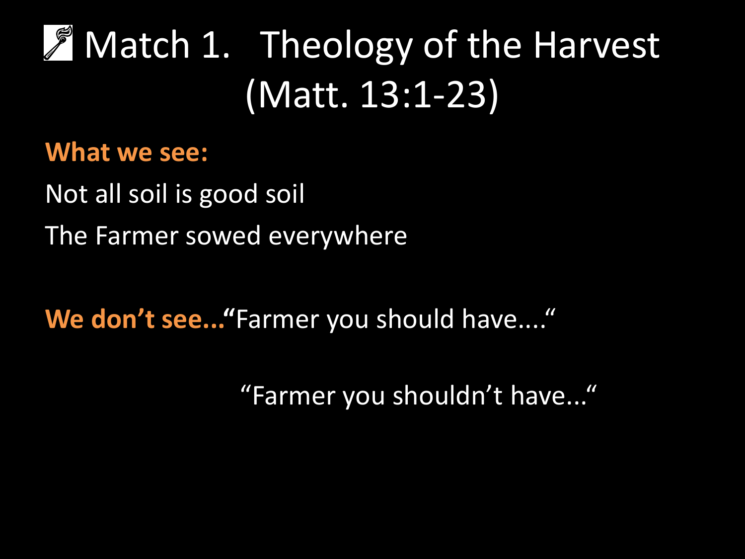# Match 1. Theology of the Harvest (Matt. 13:1-23)

**What we see:**

Not all soil is good soil

The Farmer sowed everywhere

**We don't see…"**Farmer you should have…."

"Farmer you shouldn't have…"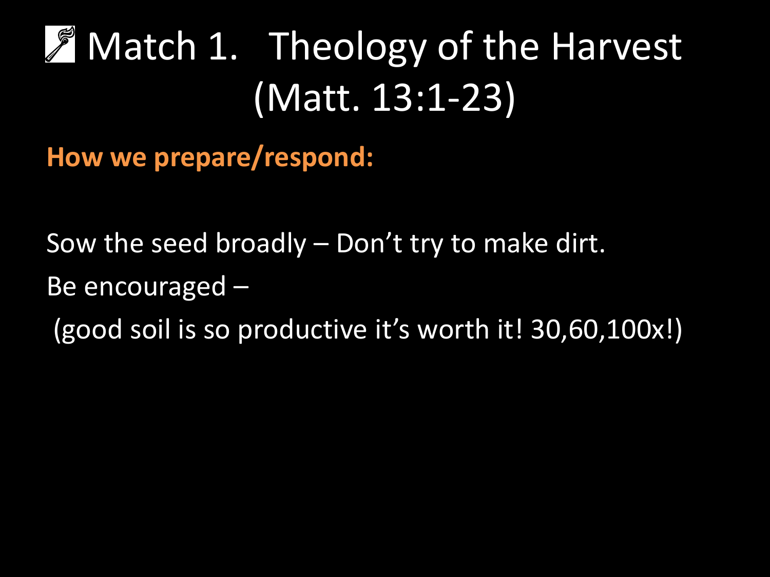# Match 1. Theology of the Harvest (Matt. 13:1-23)

**How we prepare/respond:**

Sow the seed broadly – Don't try to make dirt.

Be encouraged –

(good soil is so productive it's worth it! 30,60,100x!)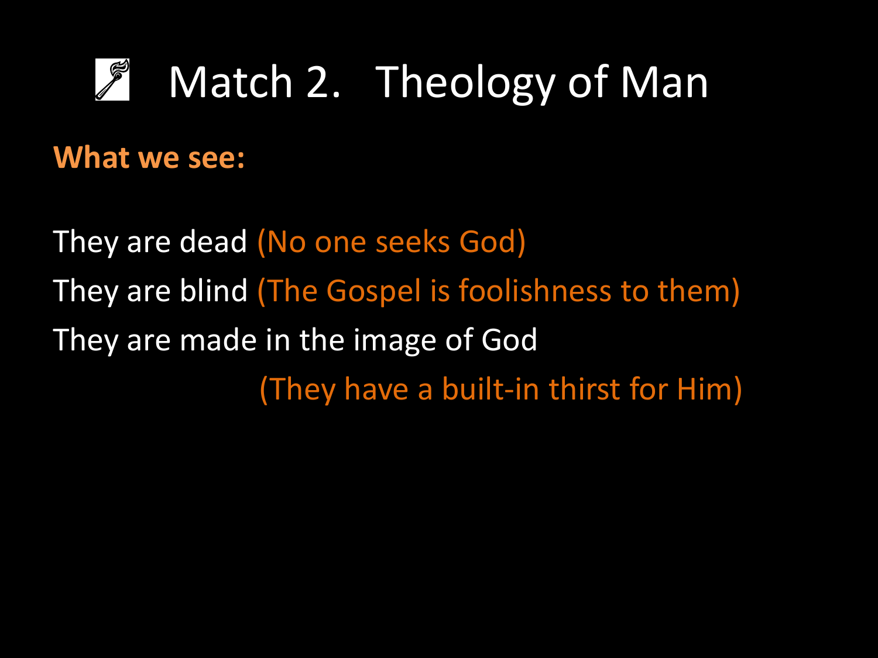# Match 2. Theology of Man

**What we see:**

They are dead (No one seeks God)

They are blind (The Gospel is foolishness to them)

They are made in the image of God

(They have a built-in thirst for Him)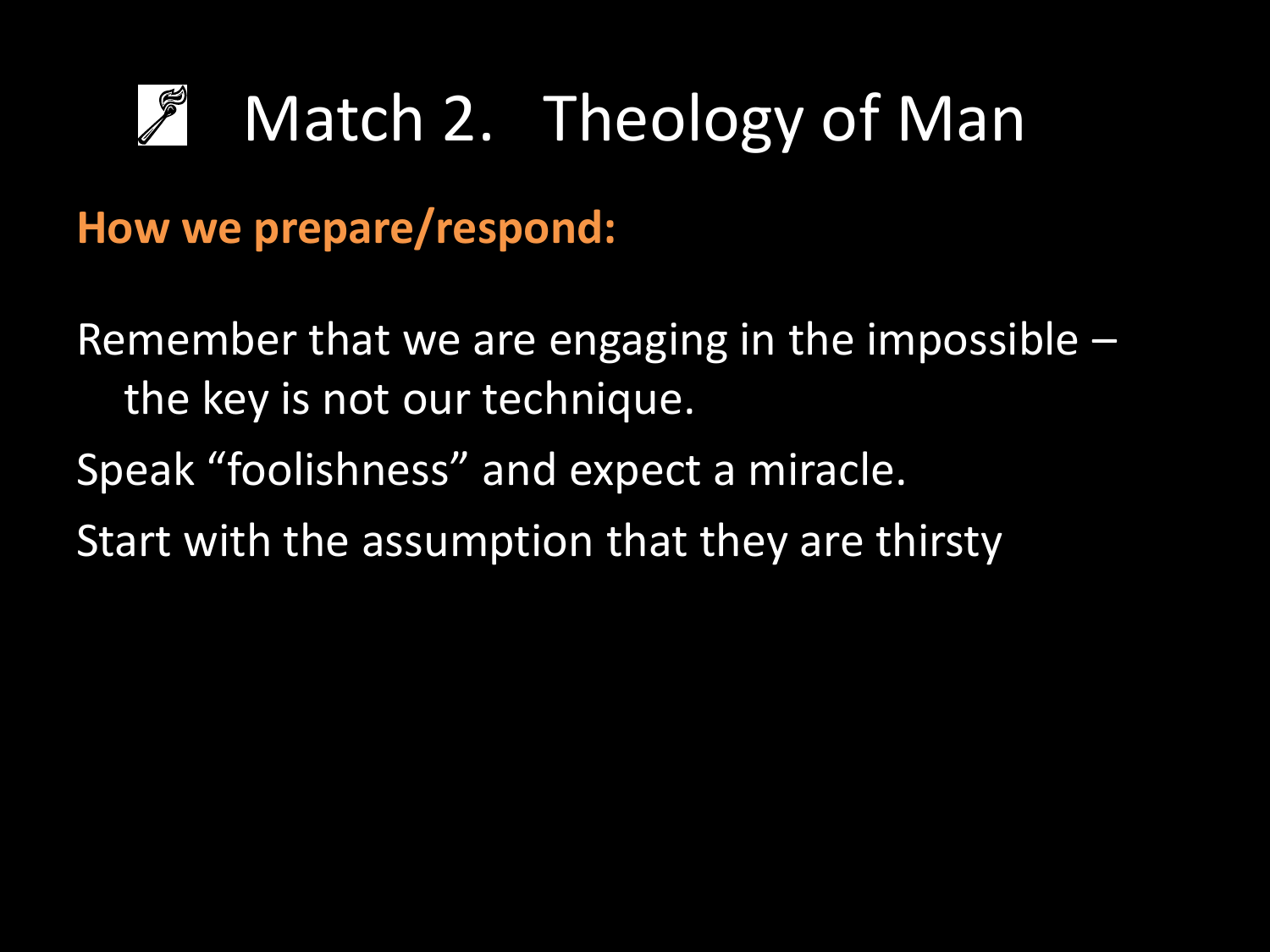# Match 2. Theology of Man

**How we prepare/respond:**

Remember that we are engaging in the impossible – the key is not our technique.

Speak "foolishness" and expect a miracle.

Start with the assumption that they are thirsty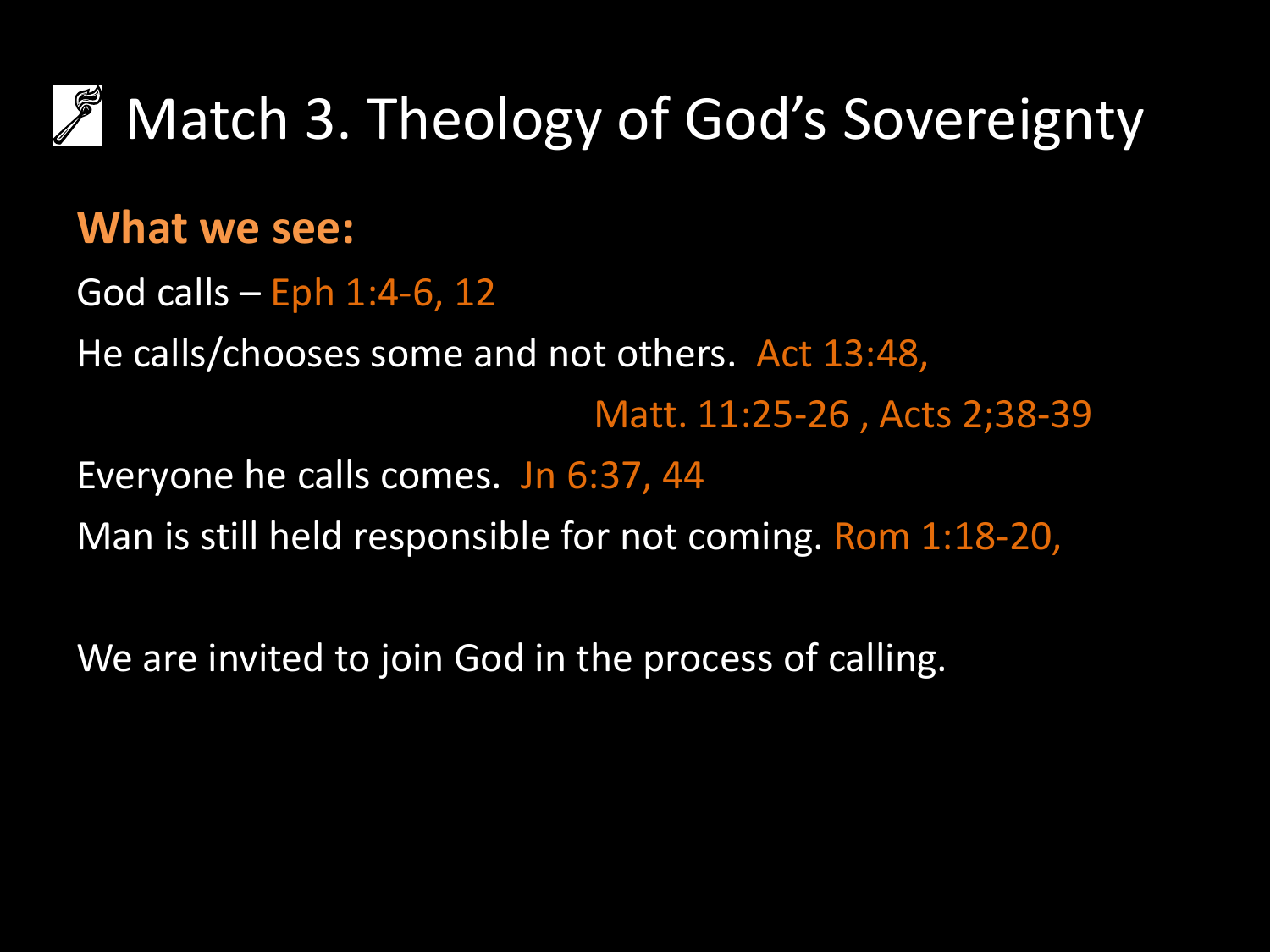# Match 3. Theology of God's Sovereignty

**What we see:**

God calls – Eph 1:4-6, 12

He calls/chooses some and not others. Act 13:48, Matt. 11:25-26 , Acts 2;38-39

Everyone he calls comes. Jn 6:37, 44

Man is still held responsible for not coming. Rom 1:18-20,

We are invited to join God in the process of calling.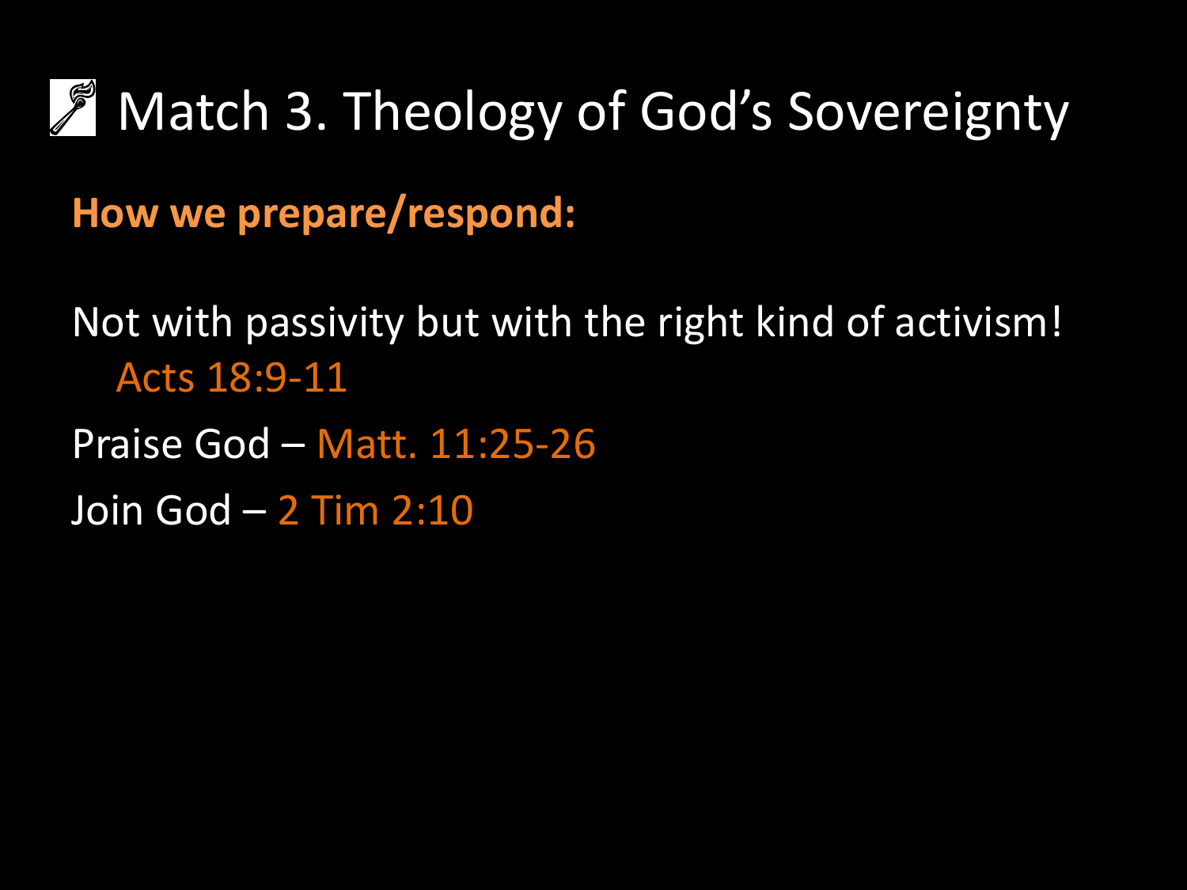# Match 3. Theology of God's Sovereignty

**How we prepare/respond:**

Not with passivity but with the right kind of activism! Acts 18:9-11

Praise God – Matt. 11:25-26

Join God – 2 Tim 2:10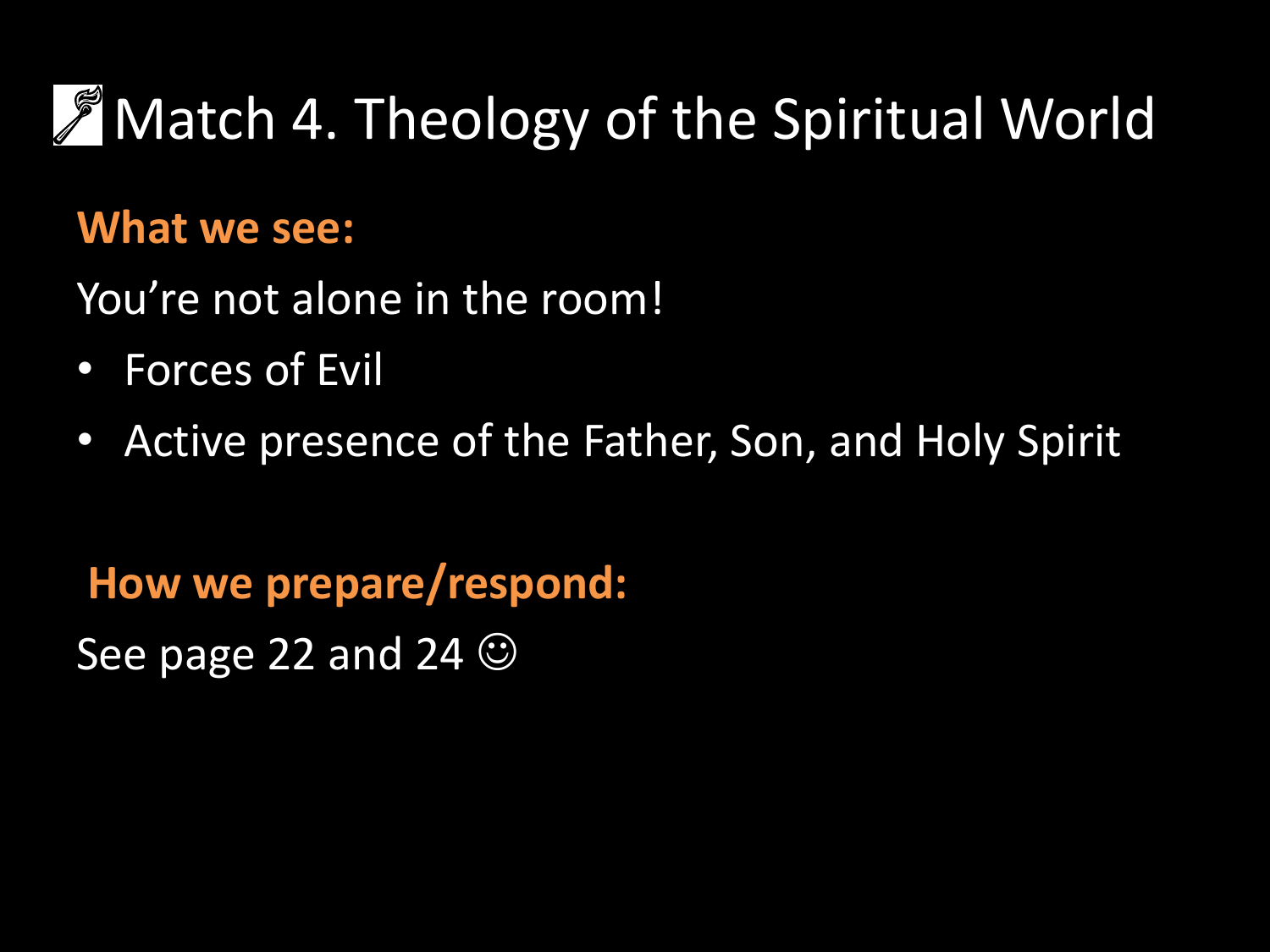# Match 4. Theology of the Spiritual World

**What we see:**

You're not alone in the room!

- Forces of Evil
- Active presence of the Father, Son, and Holy Spirit

**How we prepare/respond:**

See page 22 and 24 ☺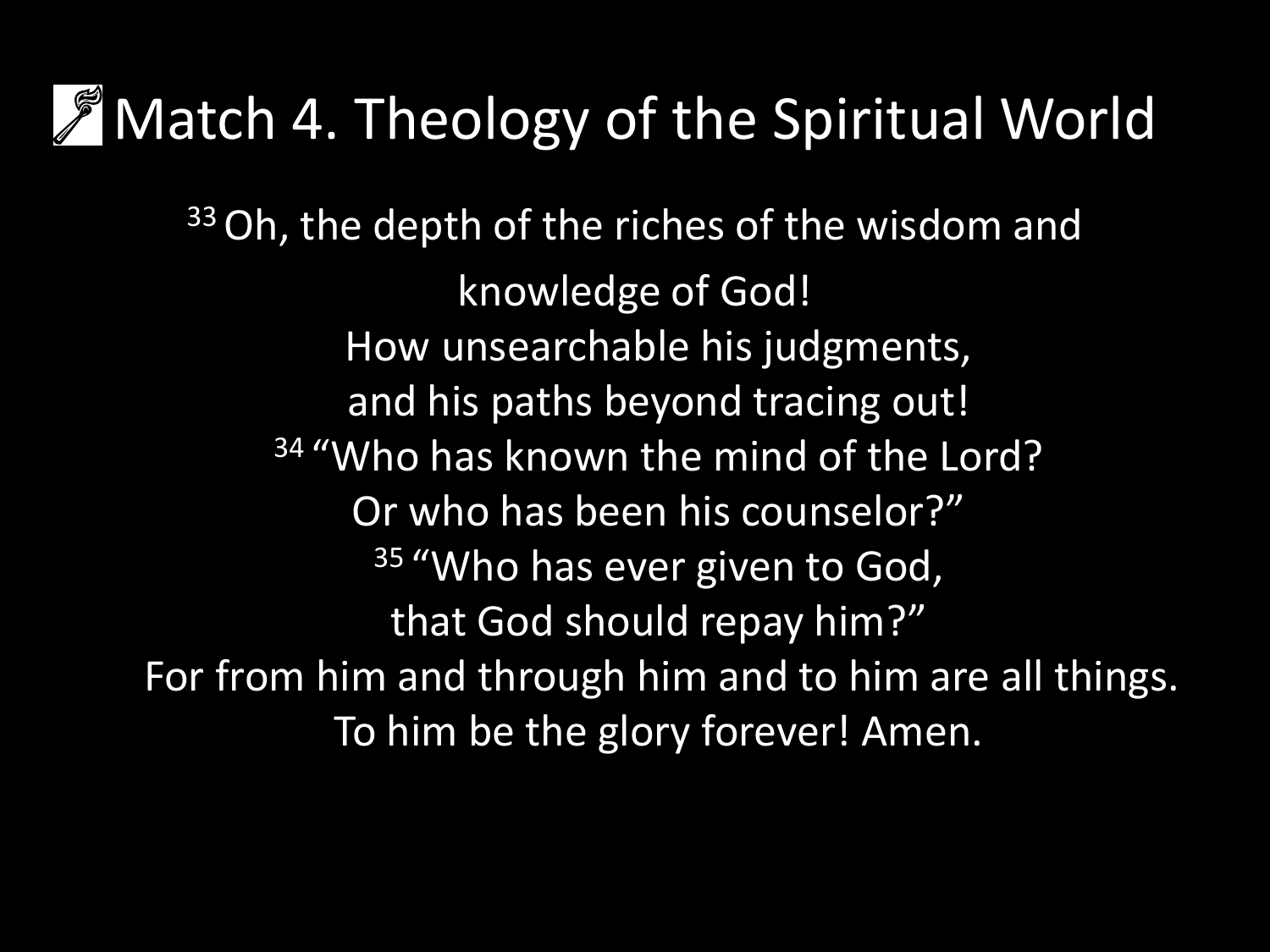# Match 4. Theology of the Spiritual World

[33] Oh, the depth of the riches of the wisdom and knowledge of God!
How unsearchable his judgments,
and his paths beyond tracing out!
[34] "Who has known the mind of the Lord?
Or who has been his counselor?"
[35] "Who has ever given to God,
that God should repay him?"
For from him and through him and to him are all things.
To him be the glory forever! Amen.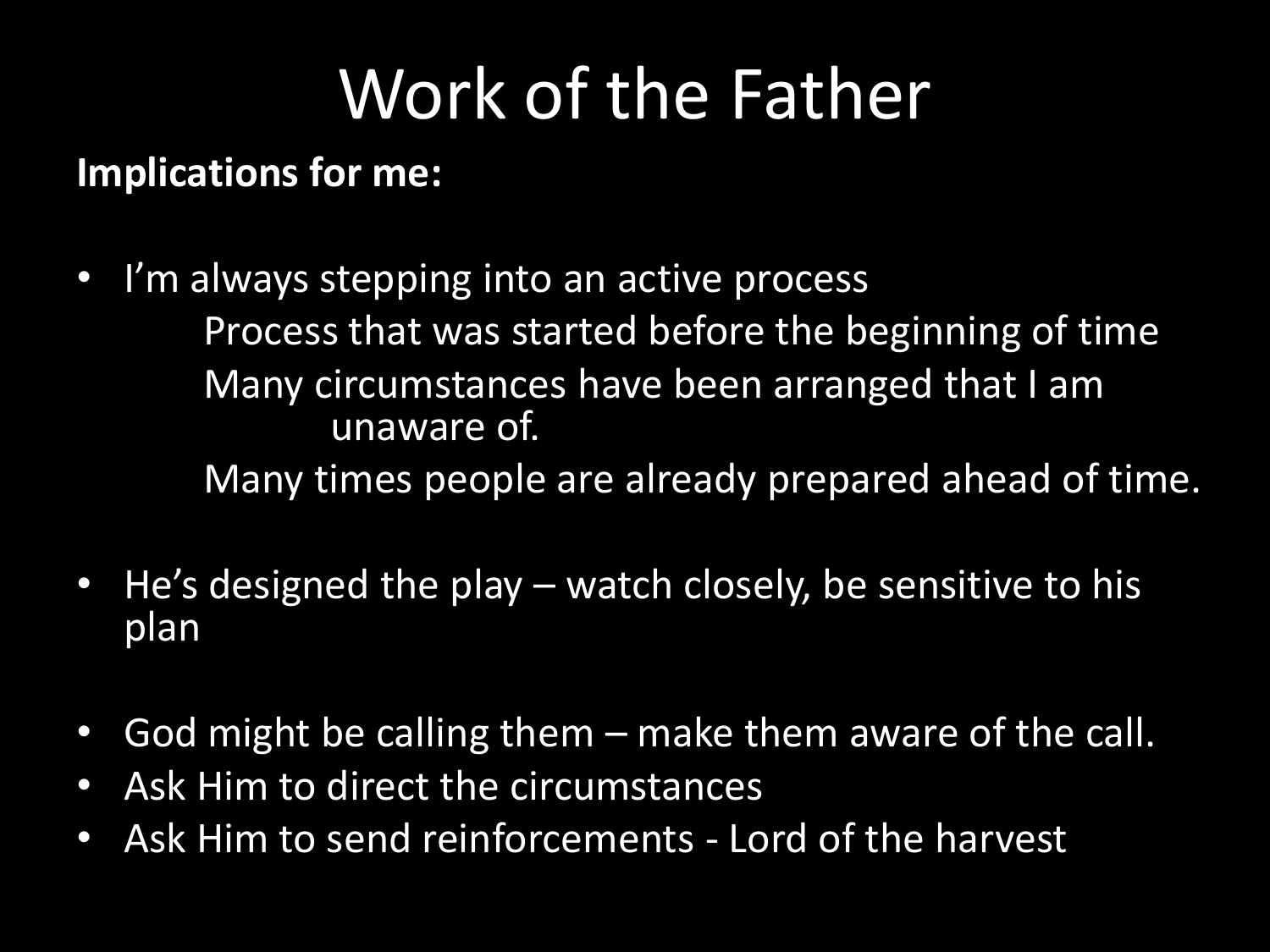# Work of the Father

**Implications for me:**

- I'm always stepping into an active process
  - Process that was started before the beginning of time
  - Many circumstances have been arranged that I am unaware of.
  - Many times people are already prepared ahead of time.

- He's designed the play – watch closely, be sensitive to his plan

- God might be calling them – make them aware of the call.
- Ask Him to direct the circumstances
- Ask Him to send reinforcements - Lord of the harvest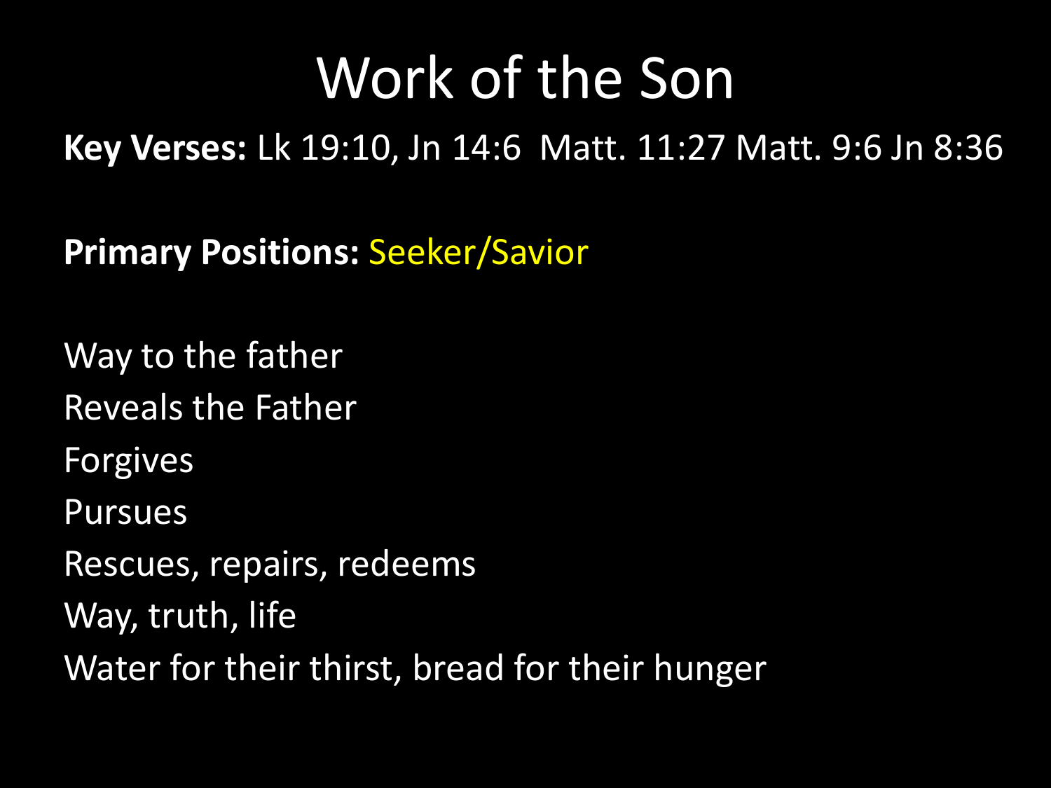# Work of the Son

**Key Verses:** Lk 19:10, Jn 14:6  Matt. 11:27 Matt. 9:6 Jn 8:36

**Primary Positions:** Seeker/Savior

Way to the father
Reveals the Father
Forgives
Pursues
Rescues, repairs, redeems
Way, truth, life
Water for their thirst, bread for their hunger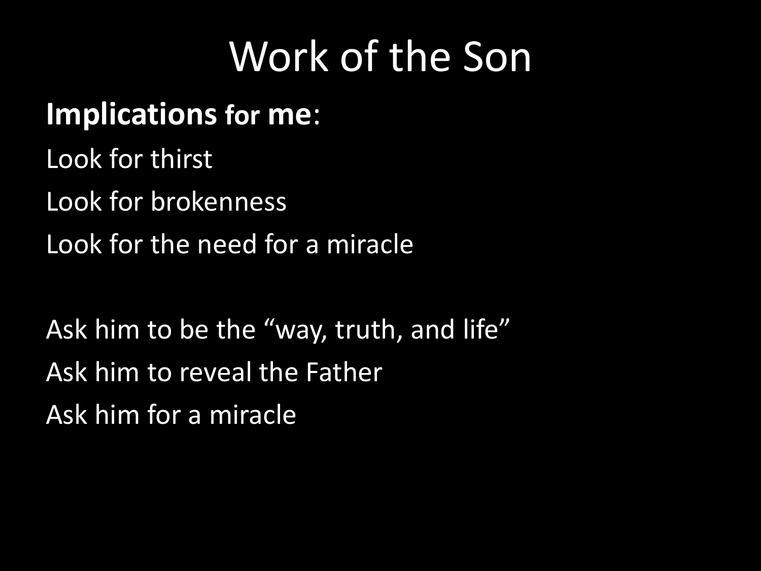# Work of the Son

**Implications for me**:

Look for thirst

Look for brokenness

Look for the need for a miracle

Ask him to be the “way, truth, and life”

Ask him to reveal the Father

Ask him for a miracle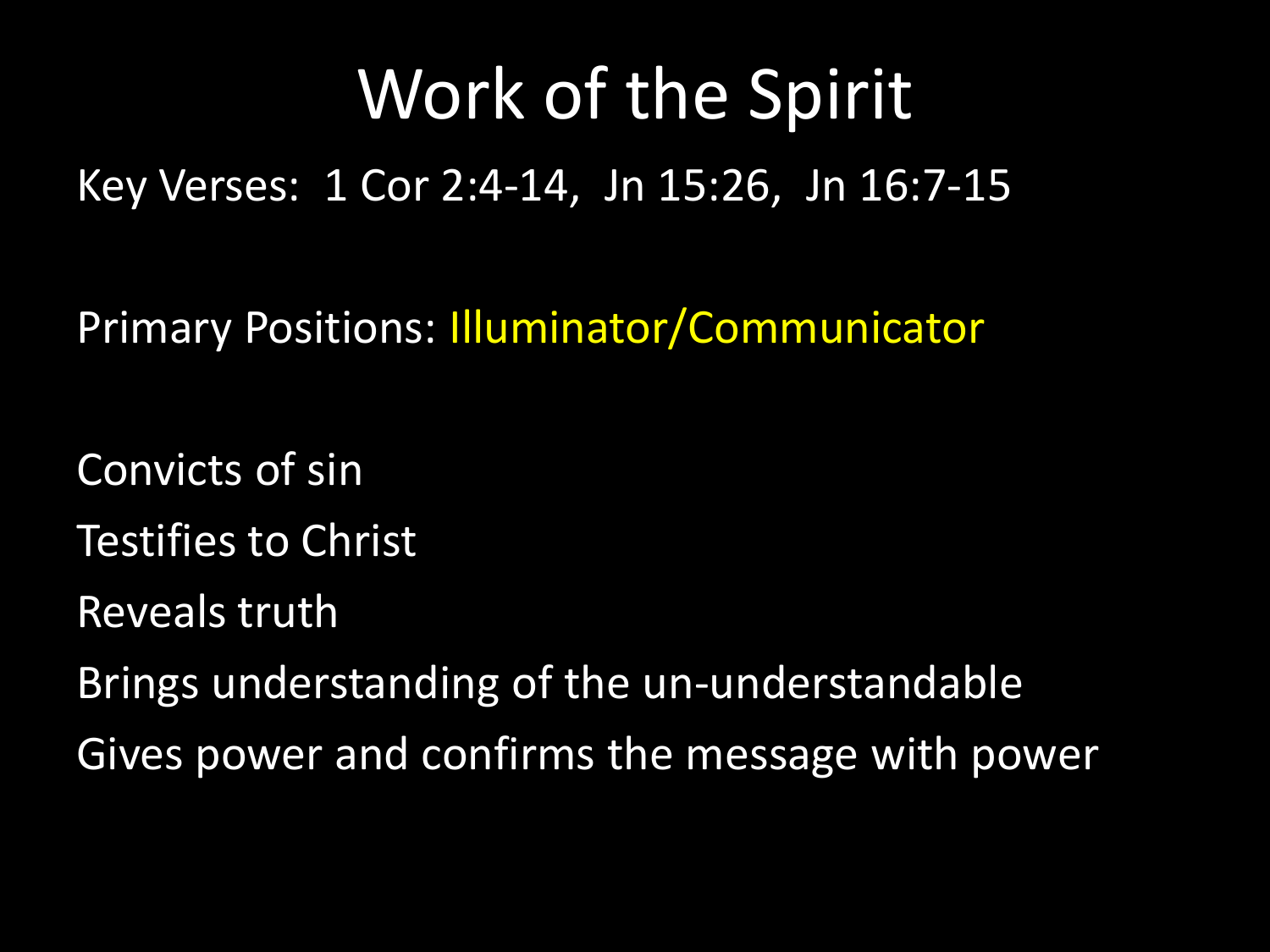# Work of the Spirit

Key Verses: 1 Cor 2:4-14, Jn 15:26, Jn 16:7-15

Primary Positions: Illuminator/Communicator

Convicts of sin

Testifies to Christ

Reveals truth

Brings understanding of the un-understandable

Gives power and confirms the message with power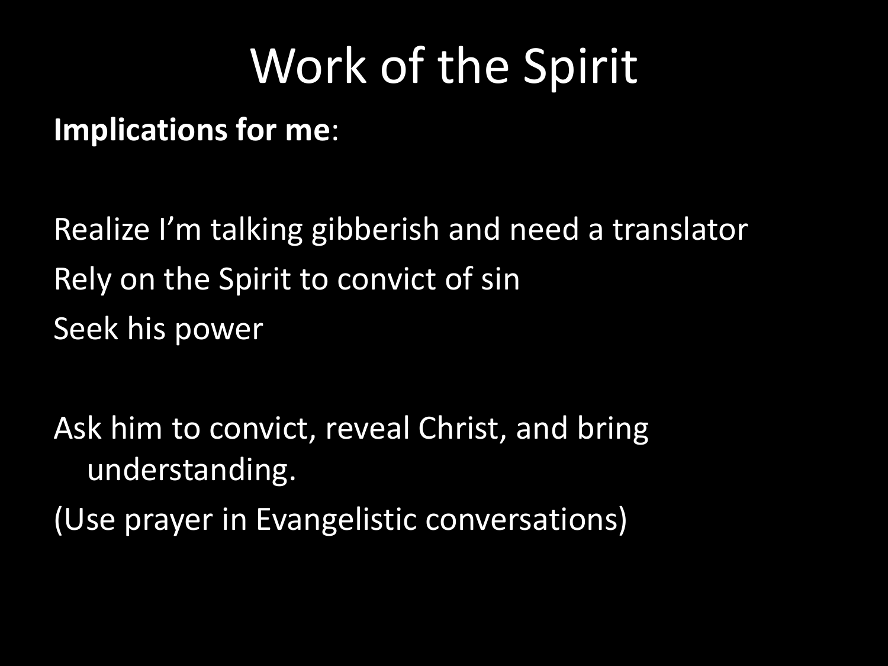# Work of the Spirit

**Implications for me**:

Realize I'm talking gibberish and need a translator

Rely on the Spirit to convict of sin

Seek his power

Ask him to convict, reveal Christ, and bring understanding.

(Use prayer in Evangelistic conversations)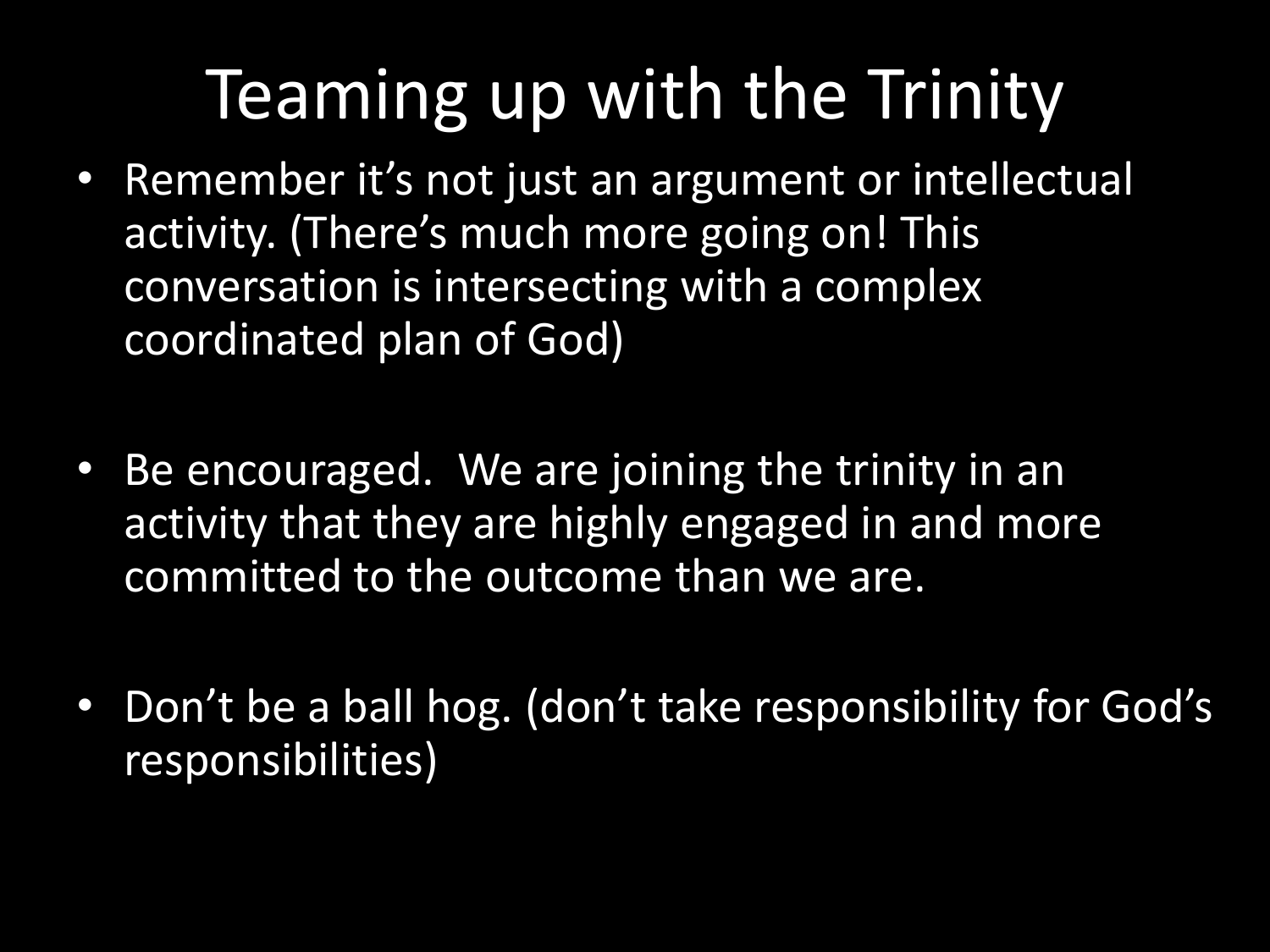# Teaming up with the Trinity

- Remember it's not just an argument or intellectual activity. (There's much more going on! This conversation is intersecting with a complex coordinated plan of God)

- Be encouraged. We are joining the trinity in an activity that they are highly engaged in and more committed to the outcome than we are.

- Don't be a ball hog. (don't take responsibility for God's responsibilities)